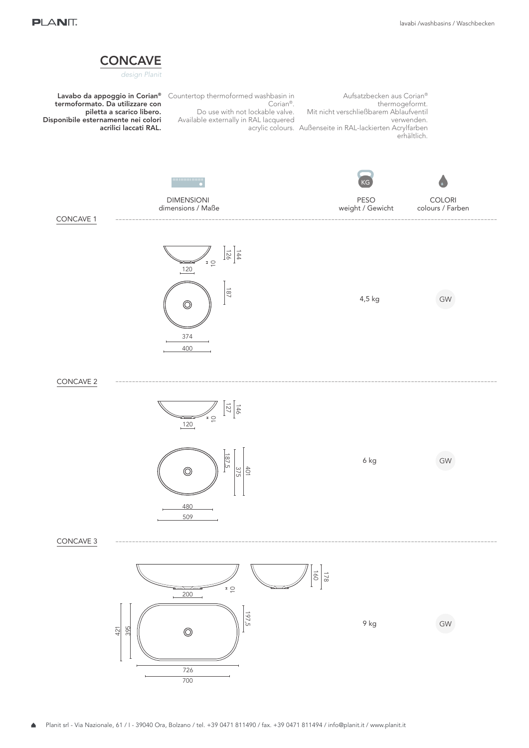# CONCAVE

*design Planit*

**Lavabo da appoggio in Corian® termoformato. Da utilizzare con piletta a scarico libero. Disponibile esternamente nei colori acrilici laccati RAL.**

Countertop thermoformed washbasin in Corian®. Do use with not lockable valve. Available externally in RAL lacquered acrylic colours.

Aufsatzbecken aus Corian® thermogeformt. Mit nicht verschließbarem Ablaufventil verwenden. Außenseite in RAL-lackierten Acrylfarben erhältlich.

| | DIMENSIONI<br>dimensions / Maße | PESO<br>weight / Gewicht | COLORI<br>colours / Farben |
|---|---|---|---|
| CONCAVE 1 | 120, 10, 126, 144, 187, 374, 400 | 4,5 kg | GW |
| CONCAVE 2 | 120, 10, 127, 146, 187,5, 375, 401, 480, 509 | 6 kg | GW |
| CONCAVE 3 | 200, 10, 160, 178, 197,5, 395, 421, 726, 700 | 9 kg | GW |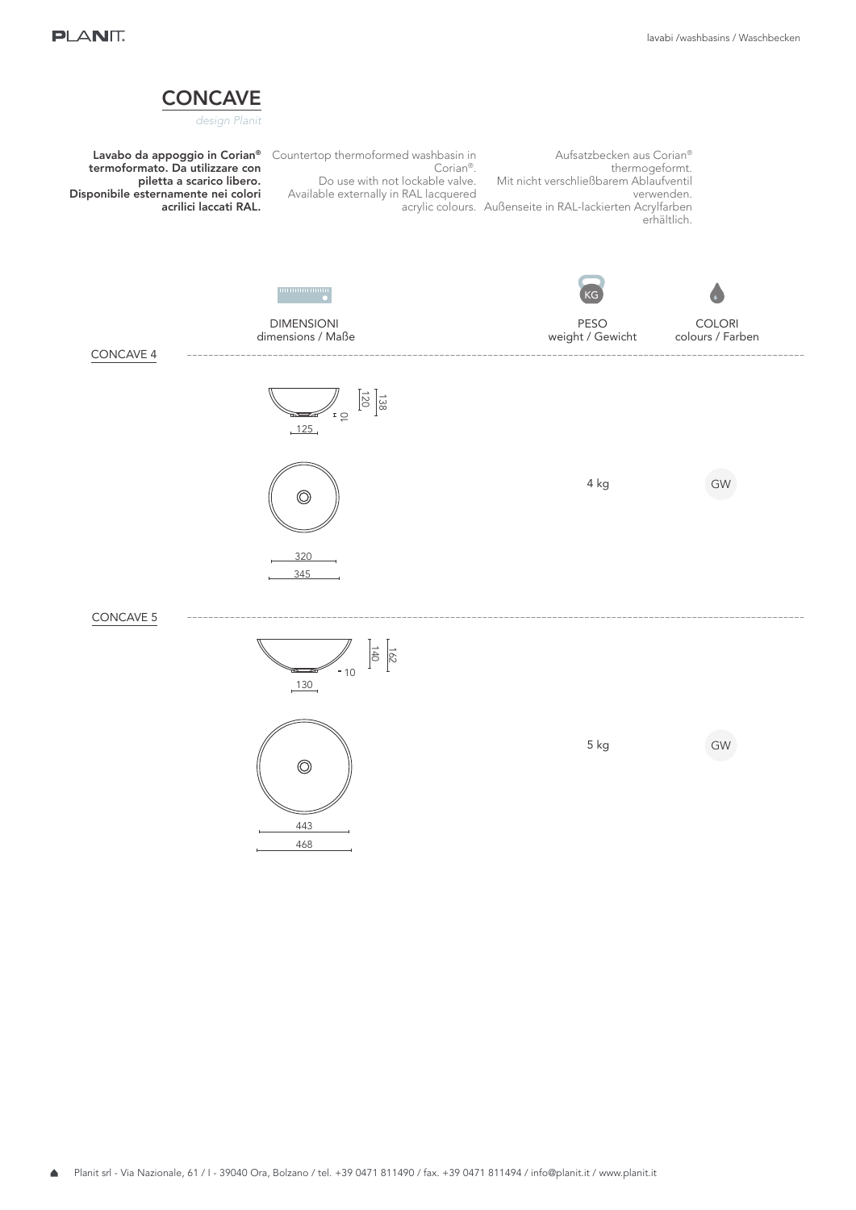# CONCAVE

*design Planit*

**Lavabo da appoggio in Corian® termoformato. Da utilizzare con piletta a scarico libero. Disponibile esternamente nei colori acrilici laccati RAL.**

Countertop thermoformed washbasin in Corian®. Do use with not lockable valve. Available externally in RAL lacquered acrylic colours.

Aufsatzbecken aus Corian® thermogeformt. Mit nicht verschließbarem Ablaufventil verwenden. Außenseite in RAL-lackierten Acrylfarben erhältlich.

| | DIMENSIONI dimensions / Maße | PESO weight / Gewicht | COLORI colours / Farben |
|---|---|---|---|
| CONCAVE 4 | 120, 138, 10, 125, 320, 345 | 4 kg | GW |
| CONCAVE 5 | 140, 162, 10, 130, 443, 468 | 5 kg | GW |

Planit srl - Via Nazionale, 61 / I - 39040 Ora, Bolzano / tel. +39 0471 811490 / fax. +39 0471 811494 / info@planit.it / www.planit.it